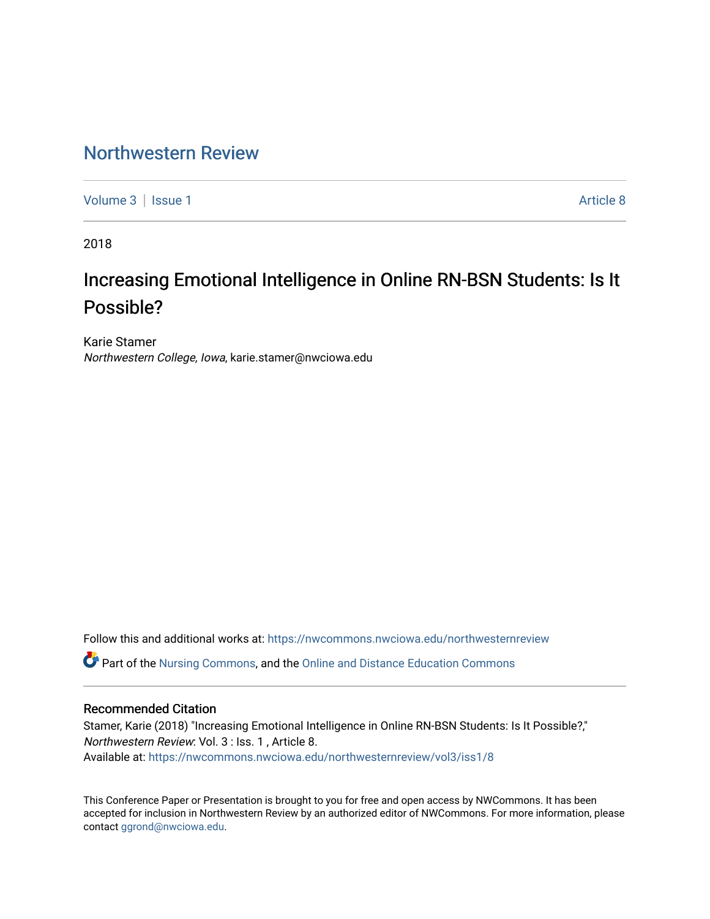# Northwestern Review

Volume 3 | Issue 1 Article 8

2018

## Increasing Emotional Intelligence in Online RN-BSN Students: Is It Possible?

Karie Stamer
*Northwestern College, Iowa*, karie.stamer@nwciowa.edu

Follow this and additional works at: https://nwcommons.nwciowa.edu/northwesternreview

Part of the Nursing Commons, and the Online and Distance Education Commons

### Recommended Citation

Stamer, Karie (2018) "Increasing Emotional Intelligence in Online RN-BSN Students: Is It Possible?," *Northwestern Review*: Vol. 3 : Iss. 1 , Article 8.
Available at: https://nwcommons.nwciowa.edu/northwesternreview/vol3/iss1/8

This Conference Paper or Presentation is brought to you for free and open access by NWCommons. It has been accepted for inclusion in Northwestern Review by an authorized editor of NWCommons. For more information, please contact ggrond@nwciowa.edu.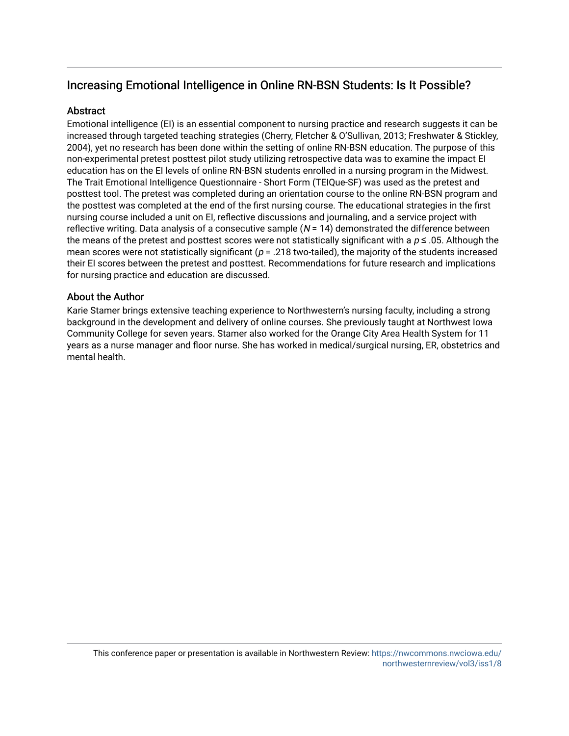## Increasing Emotional Intelligence in Online RN-BSN Students: Is It Possible?

### Abstract

Emotional intelligence (EI) is an essential component to nursing practice and research suggests it can be increased through targeted teaching strategies (Cherry, Fletcher & O'Sullivan, 2013; Freshwater & Stickley, 2004), yet no research has been done within the setting of online RN-BSN education. The purpose of this non-experimental pretest posttest pilot study utilizing retrospective data was to examine the impact EI education has on the EI levels of online RN-BSN students enrolled in a nursing program in the Midwest. The Trait Emotional Intelligence Questionnaire - Short Form (TEIQue-SF) was used as the pretest and posttest tool. The pretest was completed during an orientation course to the online RN-BSN program and the posttest was completed at the end of the first nursing course. The educational strategies in the first nursing course included a unit on EI, reflective discussions and journaling, and a service project with reflective writing. Data analysis of a consecutive sample ($N = 14$) demonstrated the difference between the means of the pretest and posttest scores were not statistically significant with a $p \le .05$. Although the mean scores were not statistically significant ($p = .218$ two-tailed), the majority of the students increased their EI scores between the pretest and posttest. Recommendations for future research and implications for nursing practice and education are discussed.

### About the Author

Karie Stamer brings extensive teaching experience to Northwestern's nursing faculty, including a strong background in the development and delivery of online courses. She previously taught at Northwest Iowa Community College for seven years. Stamer also worked for the Orange City Area Health System for 11 years as a nurse manager and floor nurse. She has worked in medical/surgical nursing, ER, obstetrics and mental health.

This conference paper or presentation is available in Northwestern Review: https://nwcommons.nwciowa.edu/northwesternreview/vol3/iss1/8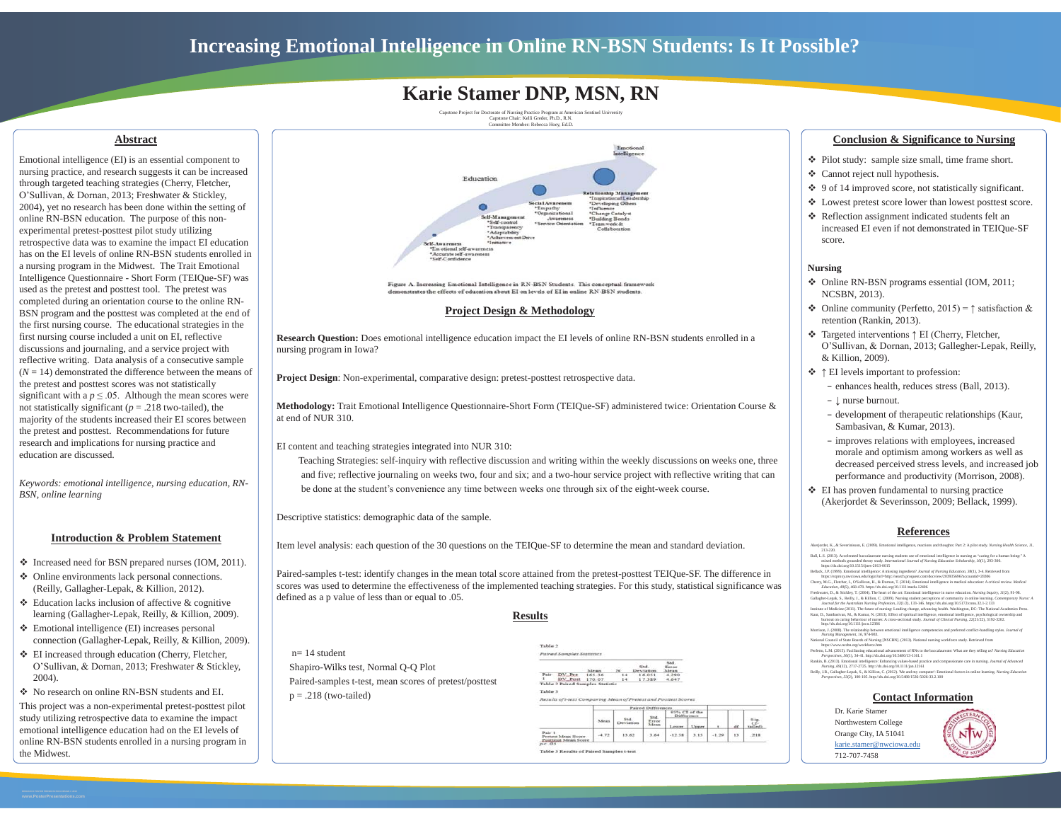# Increasing Emotional Intelligence in Online RN-BSN Students: Is It Possible?

## Karie Stamer DNP, MSN, RN

Capstone Project for Doctorate of Nursing Practice Program at American Sentinel University
Capstone Chair: Kelli Greder, Ph.D., R.N.
Committee Member: Rebecca Hoey, Ed.D.

### Abstract

Emotional intelligence (EI) is an essential component to nursing practice, and research suggests it can be increased through targeted teaching strategies (Cherry, Fletcher, O'Sullivan, & Dornan, 2013; Freshwater & Stickley, 2004), yet no research has been done within the setting of online RN-BSN education. The purpose of this non-experimental pretest-posttest pilot study utilizing retrospective data was to examine the impact EI education has on the EI levels of online RN-BSN students enrolled in a nursing program in the Midwest. The Trait Emotional Intelligence Questionnaire - Short Form (TEIQue-SF) was used as the pretest and posttest tool. The pretest was completed during an orientation course to the online RN-BSN program and the posttest was completed at the end of the first nursing course. The educational strategies in the first nursing course included a unit on EI, reflective discussions and journaling, and a service project with reflective writing. Data analysis of a consecutive sample ($N = 14$) demonstrated the difference between the means of the pretest and posttest scores was not statistically significant with a $p \leq .05$. Although the mean scores were not statistically significant ($p = .218$ two-tailed), the majority of the students increased their EI scores between the pretest and posttest. Recommendations for future research and implications for nursing practice and education are discussed.

*Keywords: emotional intelligence, nursing education, RN-BSN, online learning*

### Introduction & Problem Statement

- Increased need for BSN prepared nurses (IOM, 2011).
- Online environments lack personal connections. (Reilly, Gallagher-Lepak, & Killion, 2012).
- Education lacks inclusion of affective & cognitive learning (Gallagher-Lepak, Reilly, & Killion, 2009).
- Emotional intelligence (EI) increases personal connection (Gallagher-Lepak, Reilly, & Killion, 2009).
- EI increased through education (Cherry, Fletcher, O'Sullivan, & Dornan, 2013; Freshwater & Stickley, 2004).
- No research on online RN-BSN students and EI.

This project was a non-experimental pretest-posttest pilot study utilizing retrospective data to examine the impact emotional intelligence education has had on the EI levels of online RN-BSN students enrolled in a nursing program in the Midwest.

Emotional Intelligence
Education
Relationship Management: *Inspirational Leadership *Developing Others *Influence *Change Catalyst *Building Bonds *Teamwork & Collaboration
Social Awareness: *Empathy *Organizational Awareness *Service Orientation
Self-Management: *Self-control *Transparency *Adaptability *Achievement Drive *Initiative
Self-Awareness: *Emotional self-awareness *Accurate self-awareness *Self-Confidence

Figure A. Increasing Emotional Intelligence in RN-BSN Students. This conceptual framework demonstrates the effects of education about EI on levels of EI in online RN-BSN students.

### Project Design & Methodology

**Research Question:** Does emotional intelligence education impact the EI levels of online RN-BSN students enrolled in a nursing program in Iowa?

**Project Design**: Non-experimental, comparative design: pretest-posttest retrospective data.

**Methodology:** Trait Emotional Intelligence Questionnaire-Short Form (TEIQue-SF) administered twice: Orientation Course & at end of NUR 310.

EI content and teaching strategies integrated into NUR 310:

Teaching Strategies: self-inquiry with reflective discussion and writing within the weekly discussions on weeks one, three and five; reflective journaling on weeks two, four and six; and a two-hour service project with reflective writing that can be done at the student's convenience any time between weeks one through six of the eight-week course.

Descriptive statistics: demographic data of the sample.

Item level analysis: each question of the 30 questions on the TEIQue-SF to determine the mean and standard deviation.

Paired-samples t-test: identify changes in the mean total score attained from the pretest-posttest TEIQue-SF. The difference in scores was used to determine the effectiveness of the implemented teaching strategies. For this study, statistical significance was defined as a p value of less than or equal to .05.

### Results

n= 14 student

Shapiro-Wilks test, Normal Q-Q Plot

Paired-samples t-test, mean scores of pretest/posttest

$p = .218$ (two-tailed)

Table 2

*Paired Samples Statistics*

| | | Mean | N | Std. Deviation | Std. Error Mean |
|---|---|---|---|---|---|
| Pair 1 | DV_Pre | 165.36 | 14 | 16.011 | 4.280 |
| | DV_Post | 170.07 | 14 | 17.389 | 4.647 |

Table 2 Paired Samples Statistic

Table 3

*Results of t-test Comparing Mean of Pretest and Posttest Scores*

| | Paired Differences | | | | | t | df | Sig. (2-tailed) |
|---|---|---|---|---|---|---|---|---|
| | Mean | Std. Deviation | Std. Error Mean | 95% CI of the Difference | | | | |
| | | | | Lower | Upper | | | |
| Pair 1 Pretest Mean Score Posttest Mean Score | -4.72 | 13.62 | 3.64 | -12.58 | 3.15 | -1.29 | 13 | .218 |

$p < .05$

Table 3 Results of Paired Samples t-test

### Conclusion & Significance to Nursing

- Pilot study: sample size small, time frame short.
- Cannot reject null hypothesis.
- 9 of 14 improved score, not statistically significant.
- Lowest pretest score lower than lowest posttest score.
- Reflection assignment indicated students felt an increased EI even if not demonstrated in TEIQue-SF score.

**Nursing**

- Online RN-BSN programs essential (IOM, 2011; NCSBN, 2013).
- Online community (Perfetto, 2015) = ↑ satisfaction & retention (Rankin, 2013).
- Targeted interventions ↑ EI (Cherry, Fletcher, O'Sullivan, & Dornan, 2013; Gallegher-Lepak, Reilly, & Killion, 2009).
- ↑ EI levels important to profession:
  - enhances health, reduces stress (Ball, 2013).
  - ↓ nurse burnout.
  - development of therapeutic relationships (Kaur, Sambasivan, & Kumar, 2013).
  - improves relations with employees, increased morale and optimism among workers as well as decreased perceived stress levels, and increased job performance and productivity (Morrison, 2008).
- EI has proven fundamental to nursing practice (Akerjordet & Severinsson, 2009; Bellack, 1999).

### References

Akerjordet, K., & Severinsson, E. (2009). Emotional intelligence, reactions and thoughts: Part 2: A pilot study. *Nursing Health Science, 11*, 213-220.

Ball, L.S. (2013). Accelerated baccalaureate nursing students use of emotional intelligence in nursing as "caring for a human being" A mixed methods grounded theory study. International Journal of Nursing Education Scholarship, 10(1), 293-300. https://dx.doi.org/10.1515/ijnes-2013-0015

Bellack, J.P. (1999). Emotional intelligence: A missing ingredient? *Journal of Nursing Education, 38*(1), 3-4. Retrieved from https://ezproxy.nwciowa.edu/login?url=http://search.proquest.com/docview/203935686?accountid=28306

Cherry, M.G., Fletcher, I., O'Sullivan, H., & Dornan, T. (2014). Emotional intelligence in medical education: A critical review. *Medical Education, 48*(5), 468-478. https://dx.doi.org/10.1111/medu.12406

Freshwater, D., & Stickley, T. (2004). The heart of the art: Emotional intelligence in nurse education. *Nursing Inquiry, 11*(2), 91-98.

Gallagher-Lepak, S., Reilly, J., & Killion, C. (2009). Nursing student perceptions of community in online learning. *Contemporary Nurse: A Journal for the Australian Nursing Profession, 32*(1-2), 133-146. https://dx.doi.org/10.5172/conu.32.1-2.133

Institute of Medicine (2011). The future of nursing: Leading change, advancing health. Washington, DC: The National Academies Press.

Kaur, D., Sambasivan, M., & Kumar, N. (2013). Effect of spiritual intelligence, emotional intelligence, psychological ownership and burnout on caring behaviour of nurses: A cross-sectional study. *Journal of Clinical Nursing, 22*(21-22), 3192-3202. http://dx.doi.org/10.1111/jocn.12386

Morrison, J. (2008). The relationship between emotional intelligence competencies and preferred conflict-handling styles. *Journal of Nursing Management, 16*, 974-983.

National Council of State Boards of Nursing [NSCBN]. (2013). National nursing workforce study. Retrieved from https://www.ncsbn.org/workforce.htm

Perfetto, L.M. (2015). Facilitating educational advancement of RNs to the baccalaureate: What are they telling us? *Nursing Education Perspectives, 36*(1), 34-41. http://dx.doi.org/10.5480/13-1161.1

Rankin, B. (2013). Emotional intelligence: Enhancing values-based practice and compassionate care in nursing. *Journal of Advanced Nursing, 69*(12), 2717-2725. http://dx.doi.org/10.1111/jan.12161

Reilly, J.R., Gallagher-Lepak, S., & Killion, C. (2012). 'Me and my computer': Emotional factors in online learning. *Nursing Education Perspectives, 33*(2), 100-105. http://dx.doi.org/10.5480/1536-5026-33.2.100

### Contact Information

Dr. Karie Stamer
Northwestern College
Orange City, IA 51041
karie.stamer@nwciowa.edu
712-707-7458